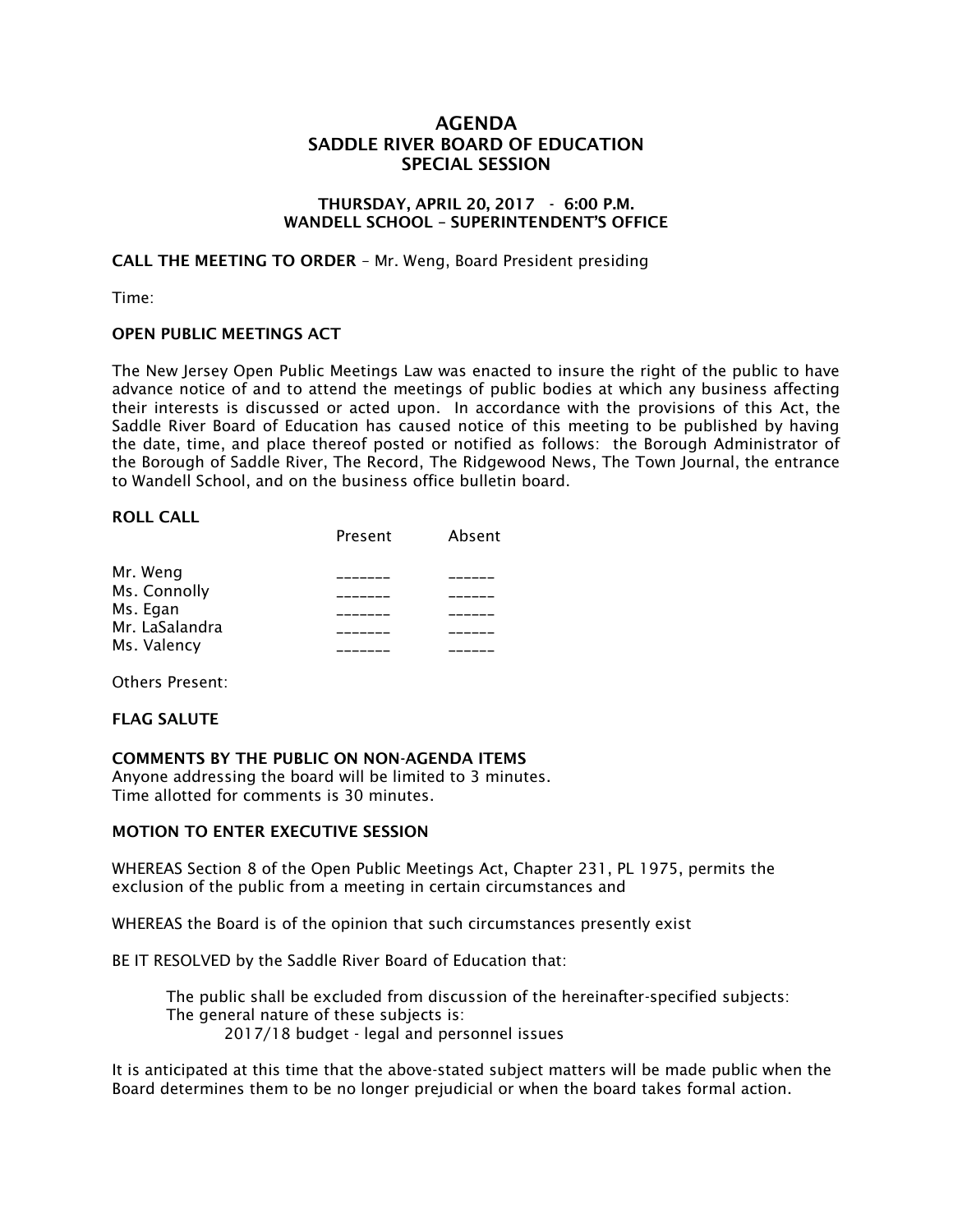# AGENDA
## SADDLE RIVER BOARD OF EDUCATION
## SPECIAL SESSION

### THURSDAY, APRIL 20, 2017 - 6:00 P.M.
### WANDELL SCHOOL – SUPERINTENDENT'S OFFICE

**CALL THE MEETING TO ORDER** – Mr. Weng, Board President presiding

Time:

**OPEN PUBLIC MEETINGS ACT**

The New Jersey Open Public Meetings Law was enacted to insure the right of the public to have advance notice of and to attend the meetings of public bodies at which any business affecting their interests is discussed or acted upon. In accordance with the provisions of this Act, the Saddle River Board of Education has caused notice of this meeting to be published by having the date, time, and place thereof posted or notified as follows: the Borough Administrator of the Borough of Saddle River, The Record, The Ridgewood News, The Town Journal, the entrance to Wandell School, and on the business office bulletin board.

**ROLL CALL**

| | Present | Absent |
|---|---|---|
| Mr. Weng | _______ | ______ |
| Ms. Connolly | _______ | ______ |
| Ms. Egan | _______ | ______ |
| Mr. LaSalandra | _______ | ______ |
| Ms. Valency | _______ | ______ |

Others Present:

**FLAG SALUTE**

**COMMENTS BY THE PUBLIC ON NON-AGENDA ITEMS**
Anyone addressing the board will be limited to 3 minutes.
Time allotted for comments is 30 minutes.

**MOTION TO ENTER EXECUTIVE SESSION**

WHEREAS Section 8 of the Open Public Meetings Act, Chapter 231, PL 1975, permits the exclusion of the public from a meeting in certain circumstances and

WHEREAS the Board is of the opinion that such circumstances presently exist

BE IT RESOLVED by the Saddle River Board of Education that:

The public shall be excluded from discussion of the hereinafter-specified subjects:
The general nature of these subjects is:
2017/18 budget - legal and personnel issues

It is anticipated at this time that the above-stated subject matters will be made public when the Board determines them to be no longer prejudicial or when the board takes formal action.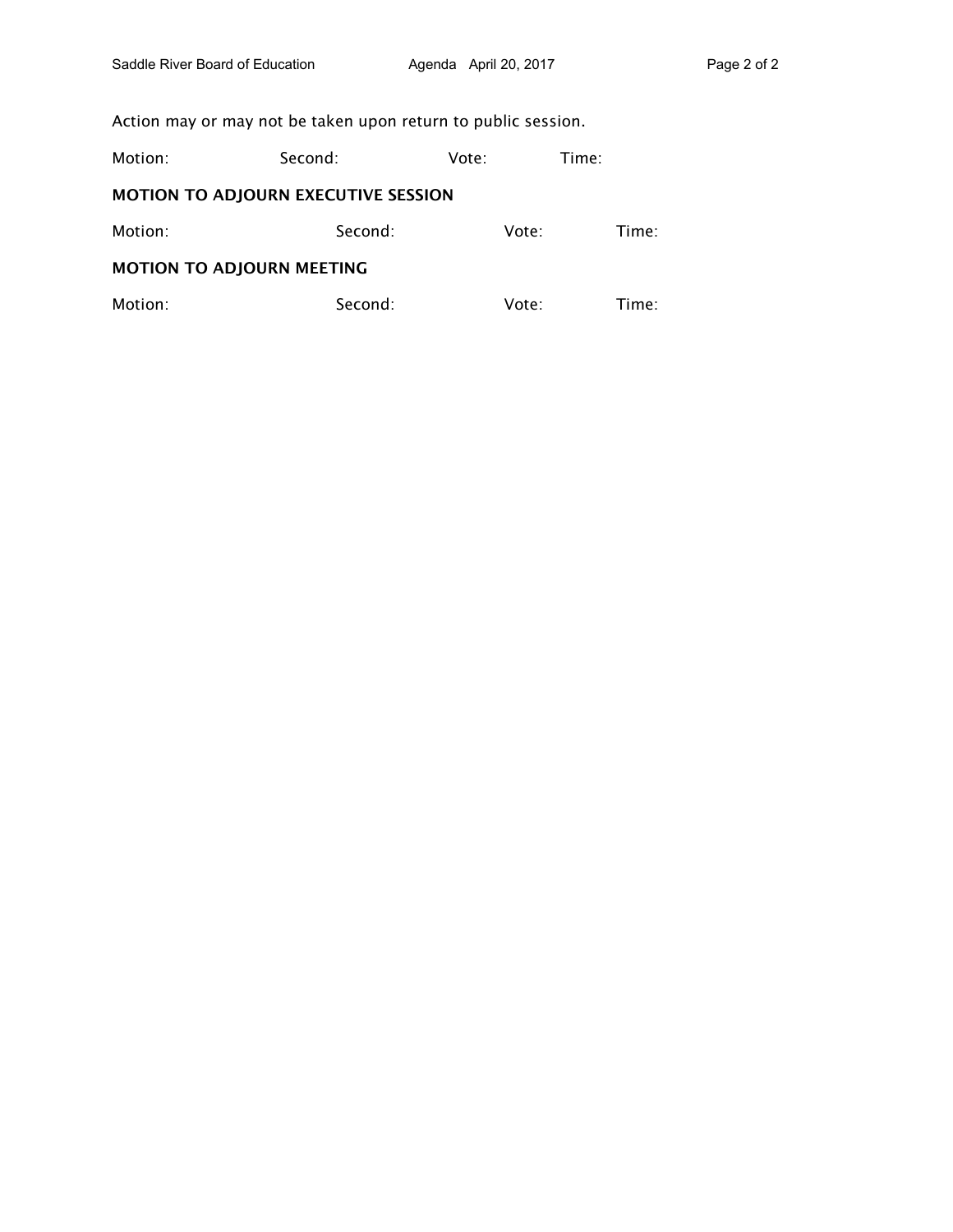Action may or may not be taken upon return to public session.

Motion: Second: Vote: Time:

**MOTION TO ADJOURN EXECUTIVE SESSION**

Motion: Second: Vote: Time:

**MOTION TO ADJOURN MEETING**

Motion: Second: Vote: Time: